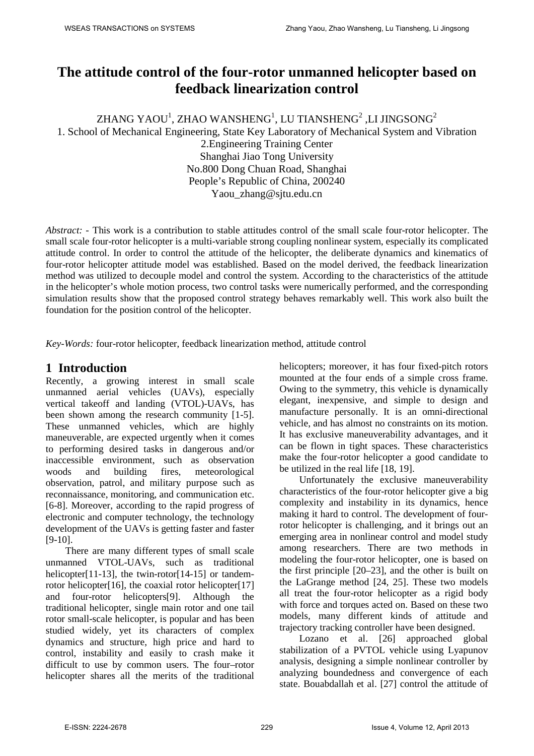# The attitude control of the four-rotor unmanned helicopter based on feedback linearization control

ZHANG YAOU[1], ZHAO WANSHENG[1], LU TIANSHENG[2] ,LI JINGSONG[2]

1. School of Mechanical Engineering, State Key Laboratory of Mechanical System and Vibration

2.Engineering Training Center

Shanghai Jiao Tong University

No.800 Dong Chuan Road, Shanghai

People's Republic of China, 200240

Yaou_zhang@sjtu.edu.cn

*Abstract:* - This work is a contribution to stable attitudes control of the small scale four-rotor helicopter. The small scale four-rotor helicopter is a multi-variable strong coupling nonlinear system, especially its complicated attitude control. In order to control the attitude of the helicopter, the deliberate dynamics and kinematics of four-rotor helicopter attitude model was established. Based on the model derived, the feedback linearization method was utilized to decouple model and control the system. According to the characteristics of the attitude in the helicopter's whole motion process, two control tasks were numerically performed, and the corresponding simulation results show that the proposed control strategy behaves remarkably well. This work also built the foundation for the position control of the helicopter.

*Key-Words:* four-rotor helicopter, feedback linearization method, attitude control

## 1 Introduction

Recently, a growing interest in small scale unmanned aerial vehicles (UAVs), especially vertical takeoff and landing (VTOL)-UAVs, has been shown among the research community [1-5]. These unmanned vehicles, which are highly maneuverable, are expected urgently when it comes to performing desired tasks in dangerous and/or inaccessible environment, such as observation woods and building fires, meteorological observation, patrol, and military purpose such as reconnaissance, monitoring, and communication etc. [6-8]. Moreover, according to the rapid progress of electronic and computer technology, the technology development of the UAVs is getting faster and faster [9-10].

There are many different types of small scale unmanned VTOL-UAVs, such as traditional helicopter[11-13], the twin-rotor[14-15] or tandem-rotor helicopter[16], the coaxial rotor helicopter[17] and four-rotor helicopters[9]. Although the traditional helicopter, single main rotor and one tail rotor small-scale helicopter, is popular and has been studied widely, yet its characters of complex dynamics and structure, high price and hard to control, instability and easily to crash make it difficult to use by common users. The four–rotor helicopter shares all the merits of the traditional helicopters; moreover, it has four fixed-pitch rotors mounted at the four ends of a simple cross frame. Owing to the symmetry, this vehicle is dynamically elegant, inexpensive, and simple to design and manufacture personally. It is an omni-directional vehicle, and has almost no constraints on its motion. It has exclusive maneuverability advantages, and it can be flown in tight spaces. These characteristics make the four-rotor helicopter a good candidate to be utilized in the real life [18, 19].

Unfortunately the exclusive maneuverability characteristics of the four-rotor helicopter give a big complexity and instability in its dynamics, hence making it hard to control. The development of four-rotor helicopter is challenging, and it brings out an emerging area in nonlinear control and model study among researchers. There are two methods in modeling the four-rotor helicopter, one is based on the first principle [20–23], and the other is built on the LaGrange method [24, 25]. These two models all treat the four-rotor helicopter as a rigid body with force and torques acted on. Based on these two models, many different kinds of attitude and trajectory tracking controller have been designed.

Lozano et al. [26] approached global stabilization of a PVTOL vehicle using Lyapunov analysis, designing a simple nonlinear controller by analyzing boundedness and convergence of each state. Bouabdallah et al. [27] control the attitude of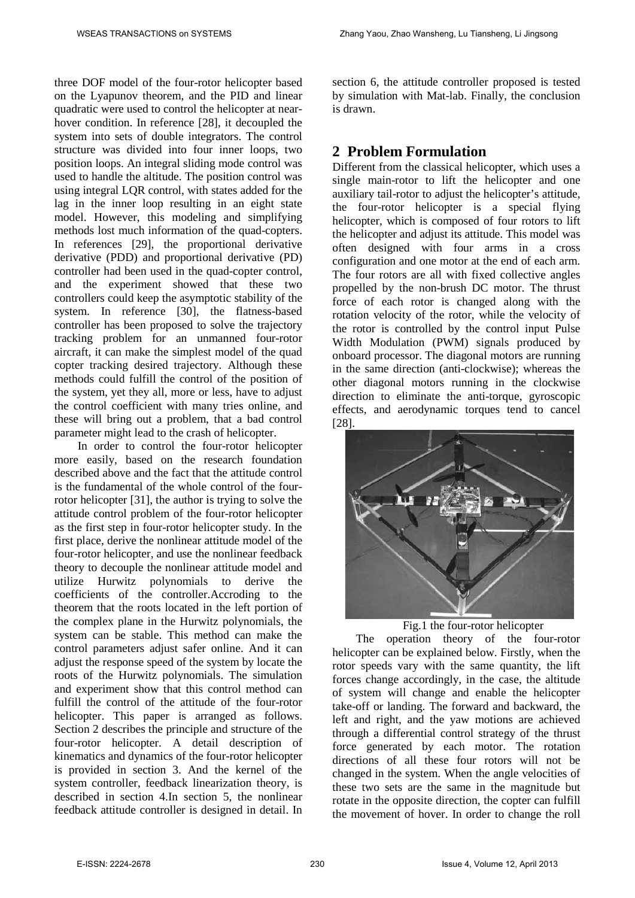three DOF model of the four-rotor helicopter based on the Lyapunov theorem, and the PID and linear quadratic were used to control the helicopter at near-hover condition. In reference [28], it decoupled the system into sets of double integrators. The control structure was divided into four inner loops, two position loops. An integral sliding mode control was used to handle the altitude. The position control was using integral LQR control, with states added for the lag in the inner loop resulting in an eight state model. However, this modeling and simplifying methods lost much information of the quad-copters. In references [29], the proportional derivative derivative (PDD) and proportional derivative (PD) controller had been used in the quad-copter control, and the experiment showed that these two controllers could keep the asymptotic stability of the system. In reference [30], the flatness-based controller has been proposed to solve the trajectory tracking problem for an unmanned four-rotor aircraft, it can make the simplest model of the quad copter tracking desired trajectory. Although these methods could fulfill the control of the position of the system, yet they all, more or less, have to adjust the control coefficient with many tries online, and these will bring out a problem, that a bad control parameter might lead to the crash of helicopter.

In order to control the four-rotor helicopter more easily, based on the research foundation described above and the fact that the attitude control is the fundamental of the whole control of the four-rotor helicopter [31], the author is trying to solve the attitude control problem of the four-rotor helicopter as the first step in four-rotor helicopter study. In the first place, derive the nonlinear attitude model of the four-rotor helicopter, and use the nonlinear feedback theory to decouple the nonlinear attitude model and utilize Hurwitz polynomials to derive the coefficients of the controller.Accroding to the theorem that the roots located in the left portion of the complex plane in the Hurwitz polynomials, the system can be stable. This method can make the control parameters adjust safer online. And it can adjust the response speed of the system by locate the roots of the Hurwitz polynomials. The simulation and experiment show that this control method can fulfill the control of the attitude of the four-rotor helicopter. This paper is arranged as follows. Section 2 describes the principle and structure of the four-rotor helicopter. A detail description of kinematics and dynamics of the four-rotor helicopter is provided in section 3. And the kernel of the system controller, feedback linearization theory, is described in section 4.In section 5, the nonlinear feedback attitude controller is designed in detail. In section 6, the attitude controller proposed is tested by simulation with Mat-lab. Finally, the conclusion is drawn.

## 2 Problem Formulation

Different from the classical helicopter, which uses a single main-rotor to lift the helicopter and one auxiliary tail-rotor to adjust the helicopter's attitude, the four-rotor helicopter is a special flying helicopter, which is composed of four rotors to lift the helicopter and adjust its attitude. This model was often designed with four arms in a cross configuration and one motor at the end of each arm. The four rotors are all with fixed collective angles propelled by the non-brush DC motor. The thrust force of each rotor is changed along with the rotation velocity of the rotor, while the velocity of the rotor is controlled by the control input Pulse Width Modulation (PWM) signals produced by onboard processor. The diagonal motors are running in the same direction (anti-clockwise); whereas the other diagonal motors running in the clockwise direction to eliminate the anti-torque, gyroscopic effects, and aerodynamic torques tend to cancel [28].

Fig.1 the four-rotor helicopter

The operation theory of the four-rotor helicopter can be explained below. Firstly, when the rotor speeds vary with the same quantity, the lift forces change accordingly, in the case, the altitude of system will change and enable the helicopter take-off or landing. The forward and backward, the left and right, and the yaw motions are achieved through a differential control strategy of the thrust force generated by each motor. The rotation directions of all these four rotors will not be changed in the system. When the angle velocities of these two sets are the same in the magnitude but rotate in the opposite direction, the copter can fulfill the movement of hover. In order to change the roll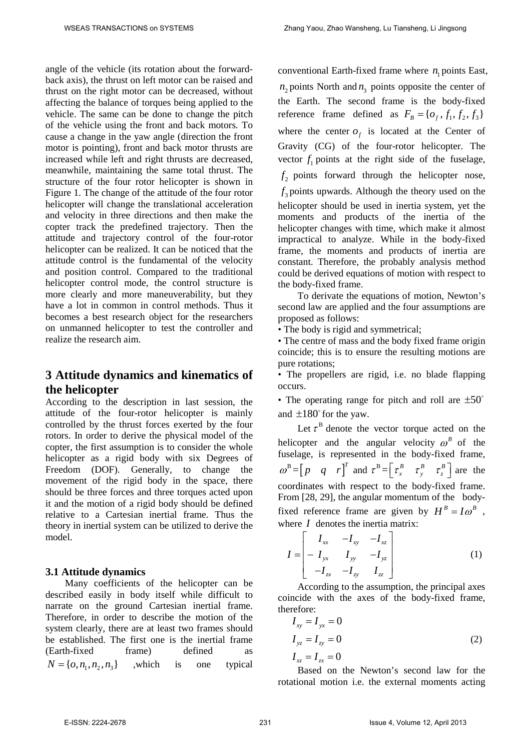angle of the vehicle (its rotation about the forward-back axis), the thrust on left motor can be raised and thrust on the right motor can be decreased, without affecting the balance of torques being applied to the vehicle. The same can be done to change the pitch of the vehicle using the front and back motors. To cause a change in the yaw angle (direction the front motor is pointing), front and back motor thrusts are increased while left and right thrusts are decreased, meanwhile, maintaining the same total thrust. The structure of the four rotor helicopter is shown in Figure 1. The change of the attitude of the four rotor helicopter will change the translational acceleration and velocity in three directions and then make the copter track the predefined trajectory. Then the attitude and trajectory control of the four-rotor helicopter can be realized. It can be noticed that the attitude control is the fundamental of the velocity and position control. Compared to the traditional helicopter control mode, the control structure is more clearly and more maneuverability, but they have a lot in common in control methods. Thus it becomes a best research object for the researchers on unmanned helicopter to test the controller and realize the research aim.

## 3 Attitude dynamics and kinematics of the helicopter

According to the description in last session, the attitude of the four-rotor helicopter is mainly controlled by the thrust forces exerted by the four rotors. In order to derive the physical model of the copter, the first assumption is to consider the whole helicopter as a rigid body with six Degrees of Freedom (DOF). Generally, to change the movement of the rigid body in the space, there should be three forces and three torques acted upon it and the motion of a rigid body should be defined relative to a Cartesian inertial frame. Thus the theory in inertial system can be utilized to derive the model.

### 3.1 Attitude dynamics

Many coefficients of the helicopter can be described easily in body itself while difficult to narrate on the ground Cartesian inertial frame. Therefore, in order to describe the motion of the system clearly, there are at least two frames should be established. The first one is the inertial frame (Earth-fixed frame) defined as $N = \{o, n_1, n_2, n_3\}$ ,which is one typical conventional Earth-fixed frame where $n_1$ points East, $n_2$ points North and $n_3$ points opposite the center of the Earth. The second frame is the body-fixed reference frame defined as $F_B = \{o_f, f_1, f_2, f_3\}$ where the center $o_f$ is located at the Center of Gravity (CG) of the four-rotor helicopter. The vector $f_1$ points at the right side of the fuselage, $f_2$ points forward through the helicopter nose, $f_3$ points upwards. Although the theory used on the helicopter should be used in inertia system, yet the moments and products of the inertia of the helicopter changes with time, which make it almost impractical to analyze. While in the body-fixed frame, the moments and products of inertia are constant. Therefore, the probably analysis method could be derived equations of motion with respect to the body-fixed frame.

To derivate the equations of motion, Newton's second law are applied and the four assumptions are proposed as follows:

- The body is rigid and symmetrical;
- The centre of mass and the body fixed frame origin coincide; this is to ensure the resulting motions are pure rotations;
- The propellers are rigid, i.e. no blade flapping occurs.
- The operating range for pitch and roll are $\pm 50^\circ$ and $\pm 180^\circ$ for the yaw.

Let $\tau^B$ denote the vector torque acted on the helicopter and the angular velocity $\omega^B$ of the fuselage, is represented in the body-fixed frame, $\omega^B = \begin{bmatrix} p & q & r \end{bmatrix}^T$ and $\tau^B = \begin{bmatrix} \tau_x^B & \tau_y^B & \tau_z^B \end{bmatrix}$ are the coordinates with respect to the body-fixed frame. From [28, 29], the angular momentum of the body-fixed reference frame are given by $H^B = I\omega^B$ , where $I$ denotes the inertia matrix:

$$I = \begin{bmatrix} I_{xx} & -I_{xy} & -I_{xz} \\ -I_{yx} & I_{yy} & -I_{yz} \\ -I_{zx} & -I_{zy} & I_{zz} \end{bmatrix} \tag{1}$$

According to the assumption, the principal axes coincide with the axes of the body-fixed frame, therefore:

$$\begin{aligned} I_{xy} &= I_{yx} = 0 \\ I_{yz} &= I_{zy} = 0 \\ I_{xz} &= I_{zx} = 0 \end{aligned} \tag{2}$$

Based on the Newton's second law for the rotational motion i.e. the external moments acting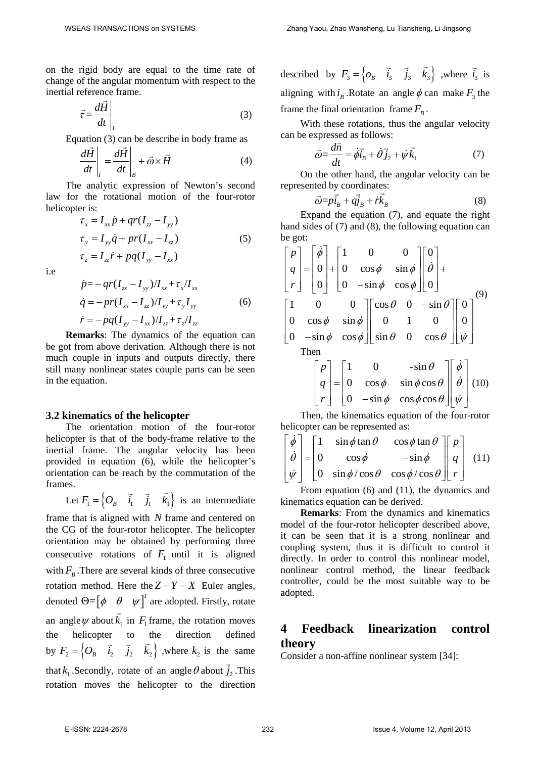on the rigid body are equal to the time rate of change of the angular momentum with respect to the inertial reference frame.

$$\vec{\tau}=\left.\frac{d\vec{H}}{dt}\right|_I \tag{3}$$

Equation (3) can be describe in body frame as

$$\left.\frac{d\vec{H}}{dt}\right|_I = \left.\frac{d\vec{H}}{dt}\right|_B + \vec{\omega}\times\vec{H} \tag{4}$$

The analytic expression of Newton's second law for the rotational motion of the four-rotor helicopter is:

$$\begin{aligned}
\tau_x &= I_{xx}\dot{p} + qr(I_{zz}-I_{yy}) \\
\tau_y &= I_{yy}\dot{q} + pr(I_{xx}-I_{zz}) \\
\tau_z &= I_{zz}\dot{r} + pq(I_{yy}-I_{xx})
\end{aligned} \tag{5}$$

i.e

$$\begin{aligned}
\dot{p} &= -qr(I_{zz}-I_{yy})/I_{xx} + \tau_x/I_{xx} \\
\dot{q} &= -pr(I_{xx}-I_{zz})/I_{yy} + \tau_y I_{yy} \\
\dot{r} &= -pq(I_{yy}-I_{xx})/I_{zz} + \tau_z/I_{zz}
\end{aligned} \tag{6}$$

**Remarks**: The dynamics of the equation can be got from above derivation. Although there is not much couple in inputs and outputs directly, there still many nonlinear states couple parts can be seen in the equation.

### 3.2 kinematics of the helicopter

The orientation motion of the four-rotor helicopter is that of the body-frame relative to the inertial frame. The angular velocity has been provided in equation (6), while the helicopter's orientation can be reach by the commutation of the frames.

Let $F_1=\{O_B \quad \vec{i}_1 \quad \vec{j}_1 \quad \vec{k}_1\}$ is an intermediate frame that is aligned with $N$ frame and centered on the CG of the four-rotor helicopter. The helicopter orientation may be obtained by performing three consecutive rotations of $F_1$ until it is aligned with $F_B$. There are several kinds of three consecutive rotation method. Here the $Z-Y-X$ Euler angles, denoted $\Theta=[\phi \quad \theta \quad \psi]^T$ are adopted. Firstly, rotate an angle $\psi$ about $\vec{k}_1$ in $F_1$ frame, the rotation moves the helicopter to the direction defined by $F_2=\{O_B \quad \vec{i}_2 \quad \vec{j}_2 \quad \vec{k}_2\}$, where $k_2$ is the same that $k_1$. Secondly, rotate of an angle $\theta$ about $\vec{j}_2$. This rotation moves the helicopter to the direction described by $F_3=\{o_B \quad \vec{i}_3 \quad \vec{j}_3 \quad \vec{k}_3\}$, where $\vec{i}_3$ is aligning with $i_B$. Rotate an angle $\phi$ can make $F_3$ the frame the final orientation frame $F_B$.

With these rotations, thus the angular velocity can be expressed as follows:

$$\vec{\omega}=\frac{d\hat{n}}{dt}=\dot{\phi}\vec{i}_B+\dot{\theta}\vec{j}_2+\dot{\psi}\vec{k}_1 \tag{7}$$

On the other hand, the angular velocity can be represented by coordinates:

$$\vec{\omega}=p\vec{i}_B+q\vec{j}_B+\dot{r}\vec{k}_B \tag{8}$$

Expand the equation (7), and equate the right hand sides of (7) and (8), the following equation can be got:

$$\begin{bmatrix} p \\ q \\ r \end{bmatrix} = \begin{bmatrix} \dot{\phi} \\ 0 \\ 0 \end{bmatrix} + \begin{bmatrix} 1 & 0 & 0 \\ 0 & \cos\phi & \sin\phi \\ 0 & -\sin\phi & \cos\phi \end{bmatrix}\begin{bmatrix} 0 \\ \dot{\theta} \\ 0 \end{bmatrix} + \begin{bmatrix} 1 & 0 & 0 \\ 0 & \cos\phi & \sin\phi \\ 0 & -\sin\phi & \cos\phi \end{bmatrix}\begin{bmatrix} \cos\theta & 0 & -\sin\theta \\ 0 & 1 & 0 \\ \sin\theta & 0 & \cos\theta \end{bmatrix}\begin{bmatrix} 0 \\ 0 \\ \dot{\psi} \end{bmatrix} \tag{9}$$

Then

$$\begin{bmatrix} p \\ q \\ r \end{bmatrix} = \begin{bmatrix} 1 & 0 & -\sin\theta \\ 0 & \cos\phi & \sin\phi\cos\theta \\ 0 & -\sin\phi & \cos\phi\cos\theta \end{bmatrix}\begin{bmatrix} \dot{\phi} \\ \dot{\theta} \\ \dot{\psi} \end{bmatrix} \tag{10}$$

Then, the kinematics equation of the four-rotor helicopter can be represented as:

$$\begin{bmatrix} \dot{\phi} \\ \dot{\theta} \\ \dot{\psi} \end{bmatrix} = \begin{bmatrix} 1 & \sin\phi\tan\theta & \cos\phi\tan\theta \\ 0 & \cos\phi & -\sin\phi \\ 0 & \sin\phi/\cos\theta & \cos\phi/\cos\theta \end{bmatrix}\begin{bmatrix} p \\ q \\ r \end{bmatrix} \tag{11}$$

From equation (6) and (11), the dynamics and kinematics equation can be derived.

**Remarks**: From the dynamics and kinematics model of the four-rotor helicopter described above, it can be seen that it is a strong nonlinear and coupling system, thus it is difficult to control it directly. In order to control this nonlinear model, nonlinear control method, the linear feedback controller, could be the most suitable way to be adopted.

## 4 Feedback linearization control theory

Consider a non-affine nonlinear system [34]: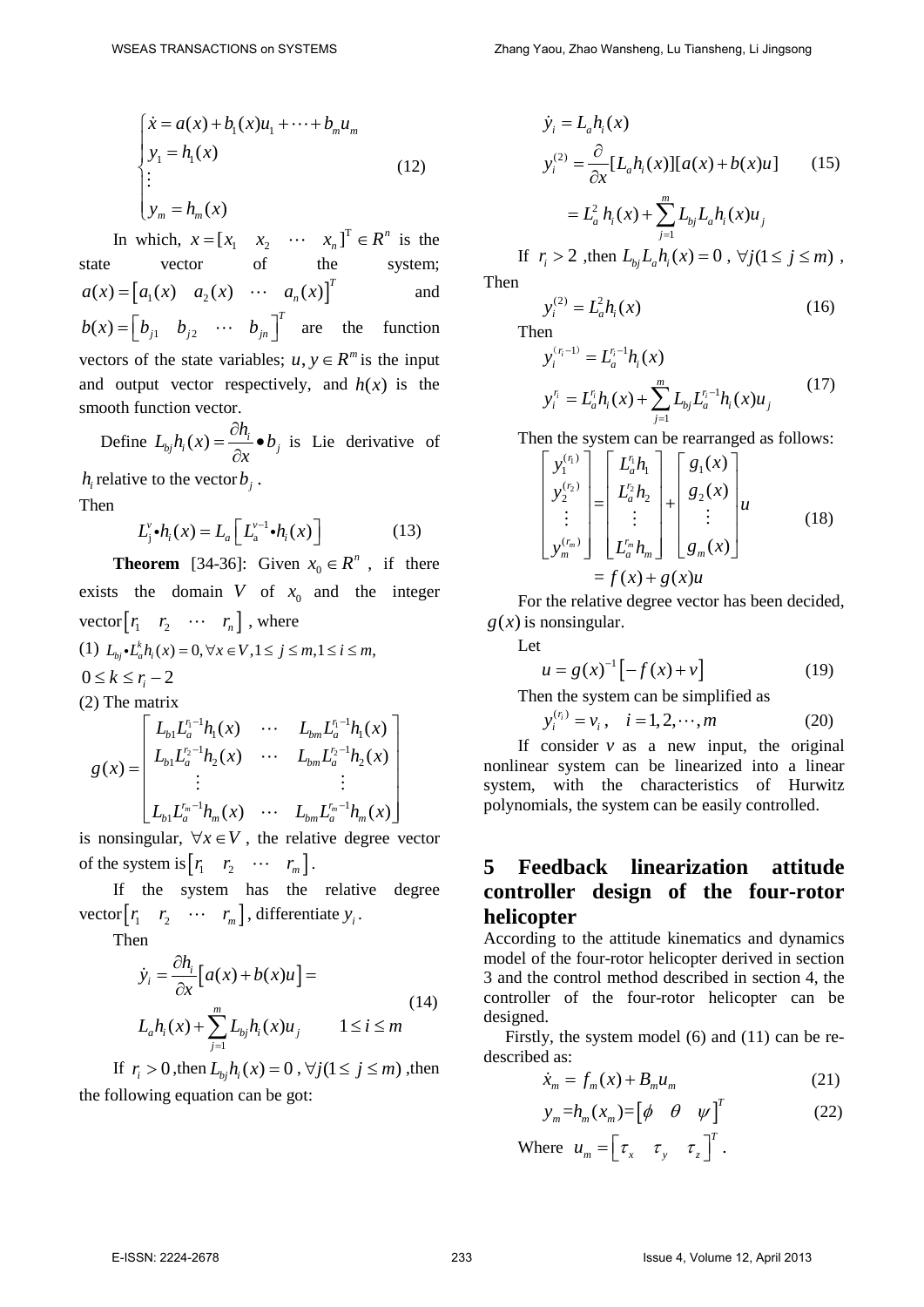$$\begin{cases} \dot{x} = a(x) + b_1(x)u_1 + \cdots + b_m u_m \\ y_1 = h_1(x) \\ \vdots \\ y_m = h_m(x) \end{cases} \quad (12)$$

In which, $x = [x_1 \quad x_2 \quad \cdots \quad x_n]^{\mathrm{T}} \in R^n$ is the state vector of the system; $a(x) = \left[a_1(x) \quad a_2(x) \quad \cdots \quad a_n(x)\right]^T$ and $b(x) = \left[b_{j1} \quad b_{j2} \quad \cdots \quad b_{jn}\right]^T$ are the function vectors of the state variables; $u, y \in R^m$ is the input and output vector respectively, and $h(x)$ is the smooth function vector.

Define $L_{bj}h_i(x) = \dfrac{\partial h_i}{\partial x} \bullet b_j$ is Lie derivative of $h_i$ relative to the vector $b_j$.

Then

$$L_{\mathrm{j}}^{v} \bullet h_i(x) = L_a\left[L_{\mathrm{a}}^{v-1} \bullet h_i(x)\right] \quad (13)$$

**Theorem** [34-36]: Given $x_0 \in R^n$, if there exists the domain $V$ of $x_0$ and the integer vector $\left[r_1 \quad r_2 \quad \cdots \quad r_n\right]$, where

(1) $L_{bj} \bullet L_a^k h_i(x) = 0, \forall x \in V, 1 \le j \le m, 1 \le i \le m,$ $0 \le k \le r_i - 2$

(2) The matrix

$$g(x) = \begin{bmatrix} L_{b1}L_a^{r_1-1}h_1(x) & \cdots & L_{bm}L_a^{r_1-1}h_1(x) \\ L_{b1}L_a^{r_2-1}h_2(x) & \cdots & L_{bm}L_a^{r_2-1}h_2(x) \\ \vdots & & \vdots \\ L_{b1}L_a^{r_m-1}h_m(x) & \cdots & L_{bm}L_a^{r_m-1}h_m(x) \end{bmatrix}$$

is nonsingular, $\forall x \in V$, the relative degree vector of the system is $\left[r_1 \quad r_2 \quad \cdots \quad r_m\right]$.

If the system has the relative degree vector $\left[r_1 \quad r_2 \quad \cdots \quad r_m\right]$, differentiate $y_i$.

Then

$$\dot{y}_i = \frac{\partial h_i}{\partial x}\left[a(x) + b(x)u\right] = L_a h_i(x) + \sum_{j=1}^{m} L_{bj} h_i(x) u_j \qquad 1 \le i \le m \quad (14)$$

If $r_i > 0$, then $L_{bj}h_i(x) = 0$, $\forall j (1 \le j \le m)$, then the following equation can be got:

$$\begin{aligned} \dot{y}_i &= L_a h_i(x) \\ y_i^{(2)} &= \frac{\partial}{\partial x}[L_a h_i(x)][a(x) + b(x)u] \\ &= L_a^2 h_i(x) + \sum_{j=1}^{m} L_{bj} L_a h_i(x) u_j \end{aligned} \quad (15)$$

If $r_i > 2$, then $L_{bj}L_a h_i(x) = 0$, $\forall j (1 \le j \le m)$, Then

$$y_i^{(2)} = L_a^2 h_i(x) \quad (16)$$

Then

$$\begin{aligned} y_i^{(r_i - 1)} &= L_a^{r_i - 1} h_i(x) \\ y_i^{r_i} &= L_a^{r_i} h_i(x) + \sum_{j=1}^{m} L_{bj} L_a^{r_i - 1} h_i(x) u_j \end{aligned} \quad (17)$$

Then the system can be rearranged as follows:

$$\begin{bmatrix} y_1^{(r_1)} \\ y_2^{(r_2)} \\ \vdots \\ y_m^{(r_m)} \end{bmatrix} = \begin{bmatrix} L_a^{r_1} h_1 \\ L_a^{r_2} h_2 \\ \vdots \\ L_a^{r_m} h_m \end{bmatrix} + \begin{bmatrix} g_1(x) \\ g_2(x) \\ \vdots \\ g_m(x) \end{bmatrix} u = f(x) + g(x)u \quad (18)$$

For the relative degree vector has been decided, $g(x)$ is nonsingular.

Let

$$u = g(x)^{-1}\left[-f(x) + v\right] \quad (19)$$

Then the system can be simplified as

$$y_i^{(r_i)} = v_i, \quad i = 1, 2, \cdots, m \quad (20)$$

If consider $v$ as a new input, the original nonlinear system can be linearized into a linear system, with the characteristics of Hurwitz polynomials, the system can be easily controlled.

## 5 Feedback linearization attitude controller design of the four-rotor helicopter

According to the attitude kinematics and dynamics model of the four-rotor helicopter derived in section 3 and the control method described in section 4, the controller of the four-rotor helicopter can be designed.

Firstly, the system model (6) and (11) can be re-described as:

$$\dot{x}_m = f_m(x) + B_m u_m \quad (21)$$

$$y_m = h_m(x_m) = \left[\phi \quad \theta \quad \psi\right]^T \quad (22)$$

Where $u_m = \left[\tau_x \quad \tau_y \quad \tau_z\right]^T$.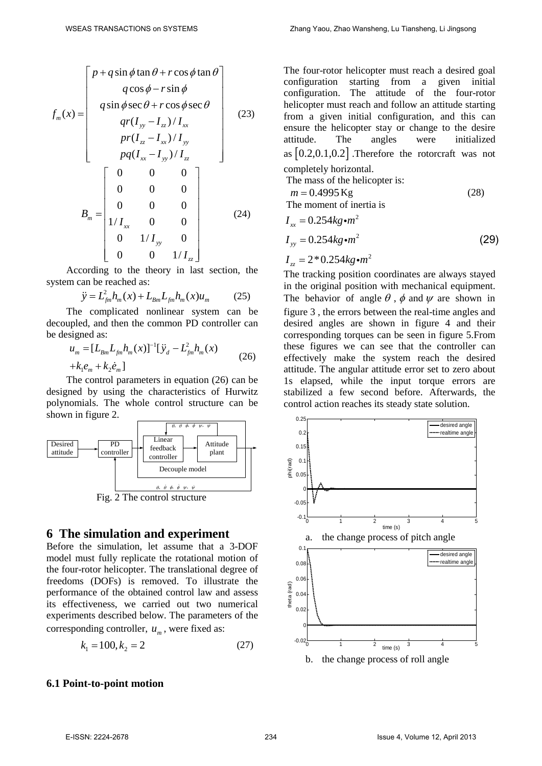$$f_m(x) = \begin{bmatrix} p + q\sin\phi\tan\theta + r\cos\phi\tan\theta \\ q\cos\phi - r\sin\phi \\ q\sin\phi\sec\theta + r\cos\phi\sec\theta \\ qr(I_{yy} - I_{zz})/I_{xx} \\ pr(I_{zz} - I_{xx})/I_{yy} \\ pq(I_{xx} - I_{yy})/I_{zz} \end{bmatrix} \tag{23}$$

$$B_m = \begin{bmatrix} 0 & 0 & 0 \\ 0 & 0 & 0 \\ 0 & 0 & 0 \\ 1/I_{xx} & 0 & 0 \\ 0 & 1/I_{yy} & 0 \\ 0 & 0 & 1/I_{zz} \end{bmatrix} \tag{24}$$

According to the theory in last section, the system can be reached as:

$$\ddot{y} = L_{fm}^2 h_m(x) + L_{Bm} L_{fm} h_m(x) u_m \tag{25}$$

The complicated nonlinear system can be decoupled, and then the common PD controller can be designed as:

$$u_m = [L_{Bm} L_{fm} h_m(x)]^{-1} [\ddot{y}_d - L_{fm}^2 h_m(x) + k_1 e_m + k_2 \dot{e}_m] \tag{26}$$

The control parameters in equation (26) can be designed by using the characteristics of Hurwitz polynomials. The whole control structure can be shown in figure 2.

Fig. 2 The control structure

## 6 The simulation and experiment

Before the simulation, let assume that a 3-DOF model must fully replicate the rotational motion of the four-rotor helicopter. The translational degree of freedoms (DOFs) is removed. To illustrate the performance of the obtained control law and assess its effectiveness, we carried out two numerical experiments described below. The parameters of the corresponding controller, $u_m$, were fixed as:

$$k_1 = 100, k_2 = 2 \tag{27}$$

### 6.1 Point-to-point motion

The four-rotor helicopter must reach a desired goal configuration starting from a given initial configuration. The attitude of the four-rotor helicopter must reach and follow an attitude starting from a given initial configuration, and this can ensure the helicopter stay or change to the desire attitude. The angles were initialized as $[0.2, 0.1, 0.2]$. Therefore the rotorcraft was not completely horizontal.

The mass of the helicopter is:

$$m = 0.4995 \text{ Kg} \tag{28}$$

The moment of inertia is

$$I_{xx} = 0.254 kg \bullet m^2$$
$$I_{yy} = 0.254 kg \bullet m^2 \tag{29}$$
$$I_{zz} = 2 * 0.254 kg \bullet m^2$$

The tracking position coordinates are always stayed in the original position with mechanical equipment. The behavior of angle $\theta$, $\phi$ and $\psi$ are shown in figure 3, the errors between the real-time angles and desired angles are shown in figure 4 and their corresponding torques can be seen in figure 5. From these figures we can see that the controller can effectively make the system reach the desired attitude. The angular attitude error set to zero about 1s elapsed, while the input torque errors are stabilized a few second before. Afterwards, the control action reaches its steady state solution.

a. the change process of pitch angle

b. the change process of roll angle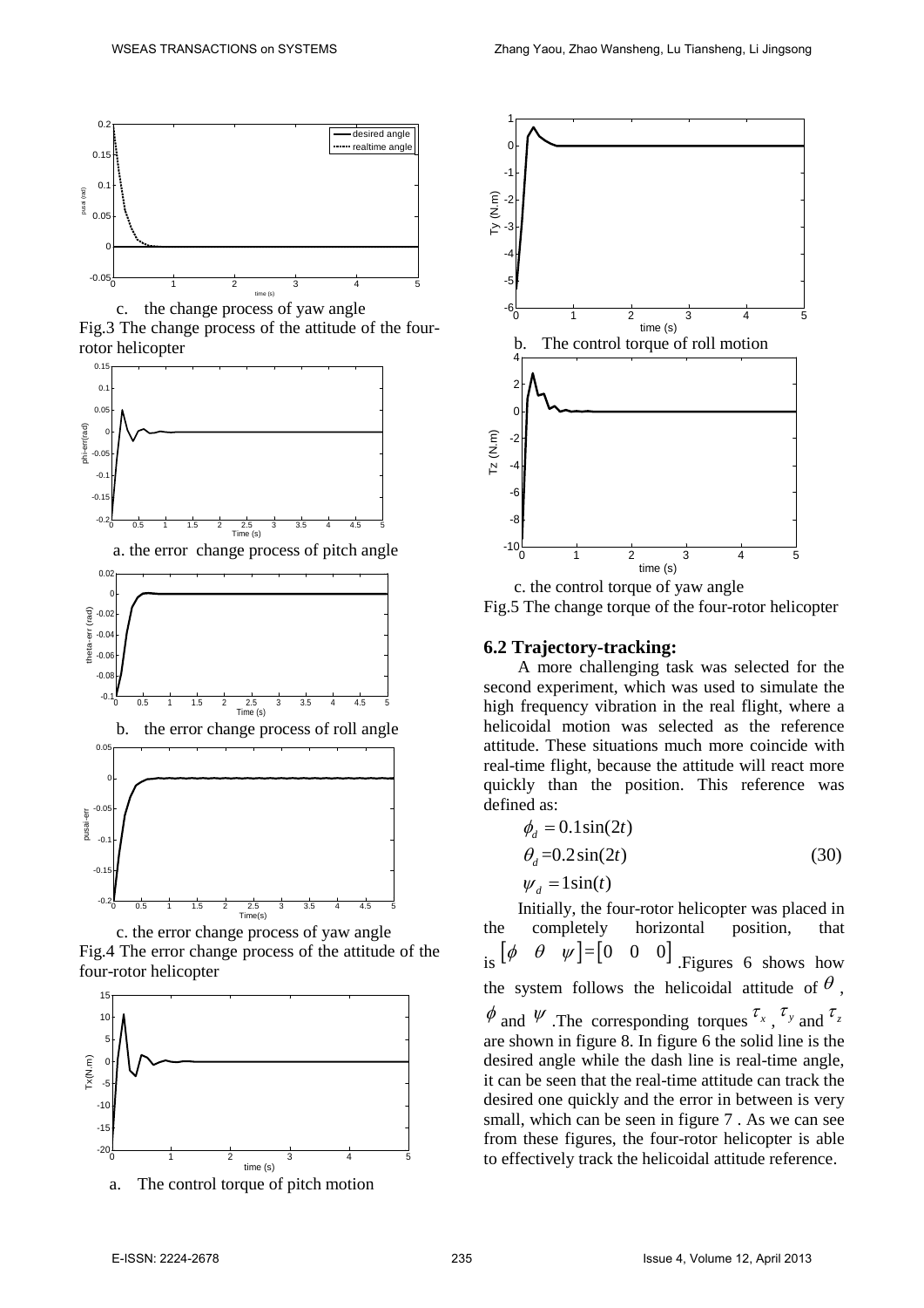c. the change process of yaw angle

Fig.3 The change process of the attitude of the four-rotor helicopter

a. the error change process of pitch angle

b. the error change process of roll angle

c. the error change process of yaw angle

Fig.4 The error change process of the attitude of the four-rotor helicopter

a. The control torque of pitch motion

b. The control torque of roll motion

c. the control torque of yaw angle

Fig.5 The change torque of the four-rotor helicopter

### 6.2 Trajectory-tracking:

A more challenging task was selected for the second experiment, which was used to simulate the high frequency vibration in the real flight, where a helicoidal motion was selected as the reference attitude. These situations much more coincide with real-time flight, because the attitude will react more quickly than the position. This reference was defined as:

$$\begin{aligned} \phi_d &= 0.1\sin(2t) \\ \theta_d &= 0.2\sin(2t) \\ \psi_d &= 1\sin(t) \end{aligned} \tag{30}$$

Initially, the four-rotor helicopter was placed in the completely horizontal position, that is $[\phi \quad \theta \quad \psi] = [0 \quad 0 \quad 0]$. Figures 6 shows how the system follows the helicoidal attitude of $\theta$, $\phi$ and $\psi$. The corresponding torques $\tau_x$, $\tau_y$ and $\tau_z$ are shown in figure 8. In figure 6 the solid line is the desired angle while the dash line is real-time angle, it can be seen that the real-time attitude can track the desired one quickly and the error in between is very small, which can be seen in figure 7. As we can see from these figures, the four-rotor helicopter is able to effectively track the helicoidal attitude reference.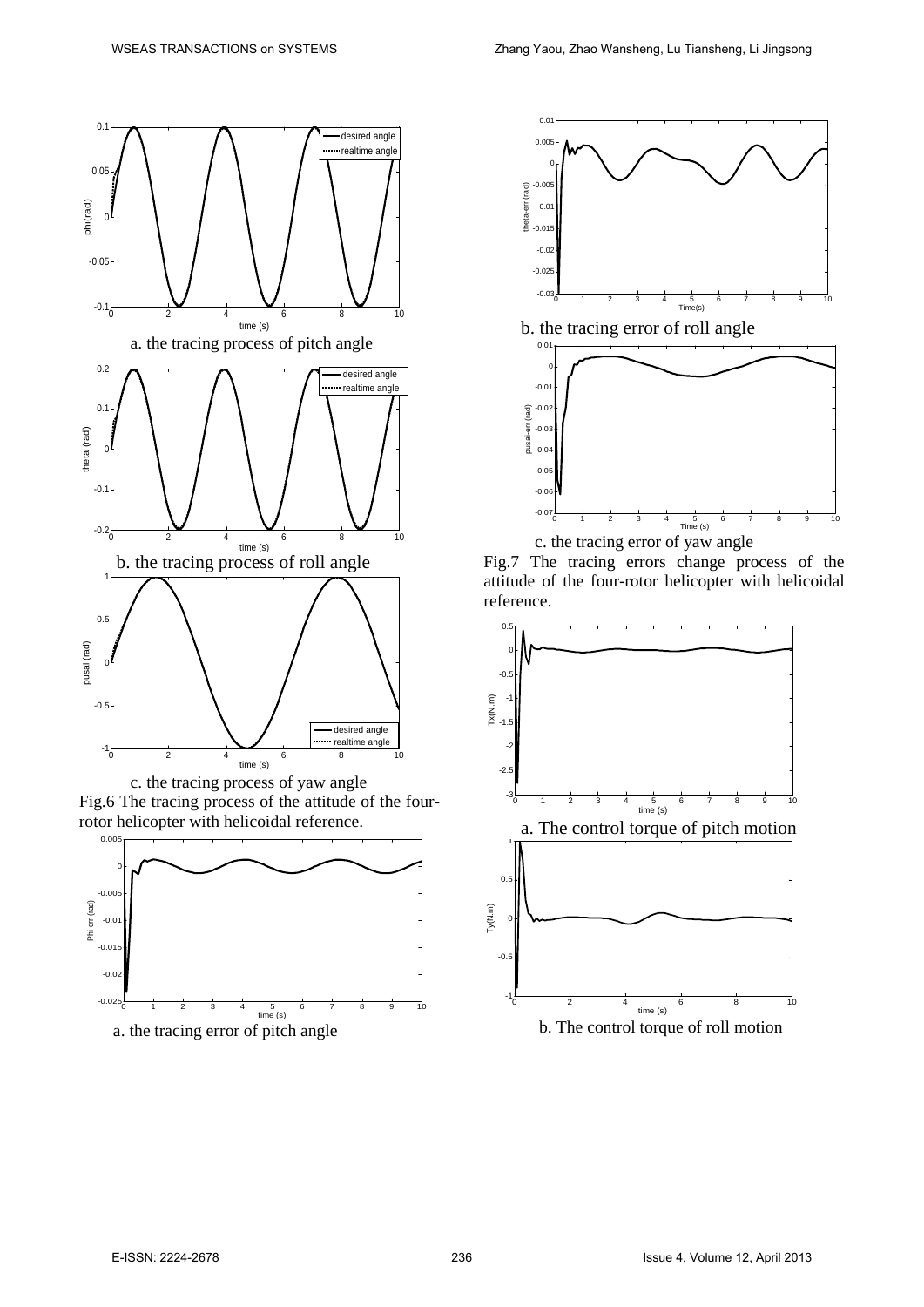a. the tracing process of pitch angle

b. the tracing process of roll angle

c. the tracing process of yaw angle

Fig.6 The tracing process of the attitude of the four-rotor helicopter with helicoidal reference.

a. the tracing error of pitch angle

b. the tracing error of roll angle

c. the tracing error of yaw angle

Fig.7 The tracing errors change process of the attitude of the four-rotor helicopter with helicoidal reference.

a. The control torque of pitch motion

b. The control torque of roll motion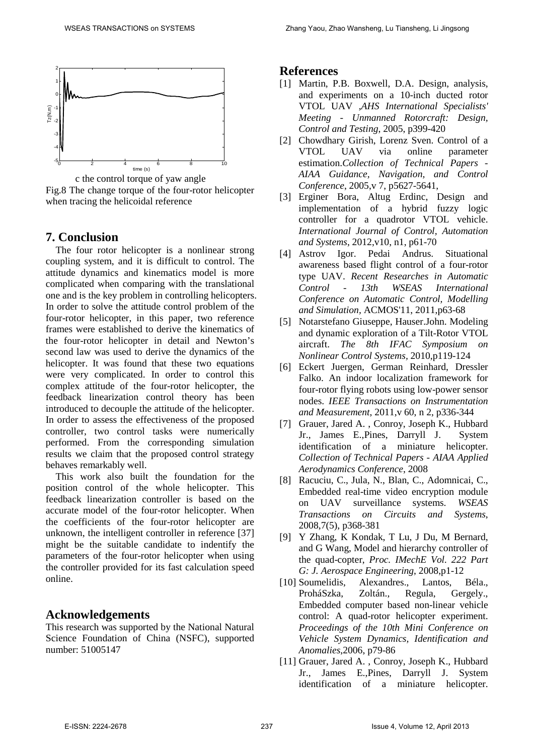c the control torque of yaw angle

Fig.8 The change torque of the four-rotor helicopter when tracing the helicoidal reference

## 7. Conclusion

The four rotor helicopter is a nonlinear strong coupling system, and it is difficult to control. The attitude dynamics and kinematics model is more complicated when comparing with the translational one and is the key problem in controlling helicopters. In order to solve the attitude control problem of the four-rotor helicopter, in this paper, two reference frames were established to derive the kinematics of the four-rotor helicopter in detail and Newton's second law was used to derive the dynamics of the helicopter. It was found that these two equations were very complicated. In order to control this complex attitude of the four-rotor helicopter, the feedback linearization control theory has been introduced to decouple the attitude of the helicopter. In order to assess the effectiveness of the proposed controller, two control tasks were numerically performed. From the corresponding simulation results we claim that the proposed control strategy behaves remarkably well.

This work also built the foundation for the position control of the whole helicopter. This feedback linearization controller is based on the accurate model of the four-rotor helicopter. When the coefficients of the four-rotor helicopter are unknown, the intelligent controller in reference [37] might be the suitable candidate to indentify the parameters of the four-rotor helicopter when using the controller provided for its fast calculation speed online.

## Acknowledgements

This research was supported by the National Natural Science Foundation of China (NSFC), supported number: 51005147

## References

[1] Martin, P.B. Boxwell, D.A. Design, analysis, and experiments on a 10-inch ducted rotor VTOL UAV ,*AHS International Specialists' Meeting - Unmanned Rotorcraft: Design, Control and Testing*, 2005, p399-420

[2] Chowdhary Girish, Lorenz Sven. Control of a VTOL UAV via online parameter estimation.*Collection of Technical Papers - AIAA Guidance, Navigation, and Control Conference*, 2005,v 7, p5627-5641,

[3] Erginer Bora, Altug Erdinc, Design and implementation of a hybrid fuzzy logic controller for a quadrotor VTOL vehicle. *International Journal of Control, Automation and Systems*, 2012,v10, n1, p61-70

[4] Astrov Igor. Pedai Andrus. Situational awareness based flight control of a four-rotor type UAV. *Recent Researches in Automatic Control - 13th WSEAS International Conference on Automatic Control, Modelling and Simulation*, ACMOS'11, 2011,p63-68

[5] Notarstefano Giuseppe, Hauser.John. Modeling and dynamic exploration of a Tilt-Rotor VTOL aircraft. *The 8th IFAC Symposium on Nonlinear Control Systems*, 2010,p119-124

[6] Eckert Juergen, German Reinhard, Dressler Falko. An indoor localization framework for four-rotor flying robots using low-power sensor nodes. *IEEE Transactions on Instrumentation and Measurement*, 2011,v 60, n 2, p336-344

[7] Grauer, Jared A. , Conroy, Joseph K., Hubbard Jr., James E.,Pines, Darryll J. System identification of a miniature helicopter. *Collection of Technical Papers - AIAA Applied Aerodynamics Conference*, 2008

[8] Racuciu, C., Jula, N., Blan, C., Adomnicai, C., Embedded real-time video encryption module on UAV surveillance systems. *WSEAS Transactions on Circuits and Systems*, 2008,7(5), p368-381

[9] Y Zhang, K Kondak, T Lu, J Du, M Bernard, and G Wang, Model and hierarchy controller of the quad-copter, *Proc. IMechE Vol. 222 Part G: J. Aerospace Engineering*, 2008,p1-12

[10] Soumelidis, Alexandres., Lantos, Béla., ProháSzka, Zoltán., Regula, Gergely., Embedded computer based non-linear vehicle control: A quad-rotor helicopter experiment. *Proceedings of the 10th Mini Conference on Vehicle System Dynamics, Identification and Anomalies*,2006, p79-86

[11] Grauer, Jared A. , Conroy, Joseph K., Hubbard Jr., James E.,Pines, Darryll J. System identification of a miniature helicopter.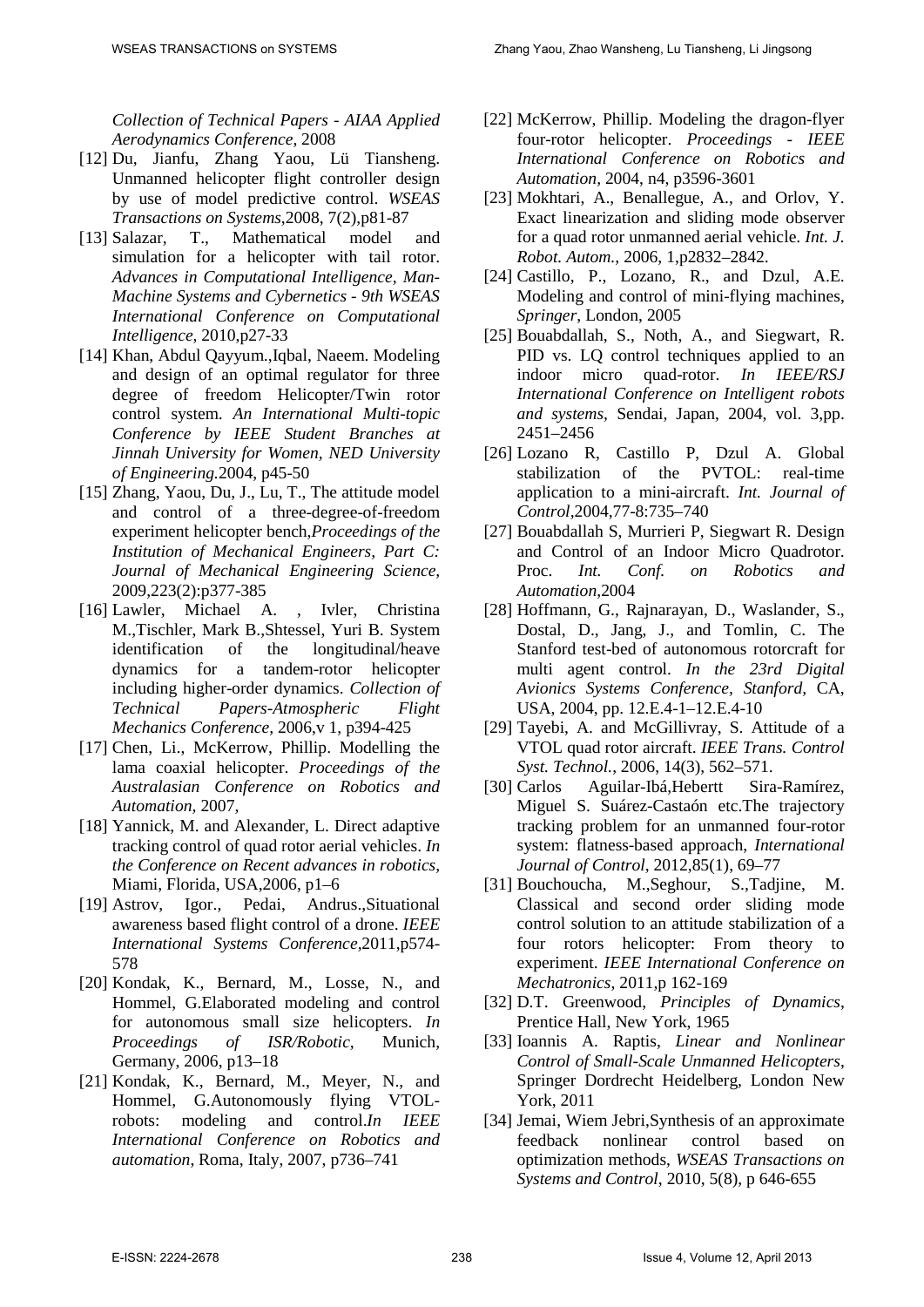*Collection of Technical Papers - AIAA Applied Aerodynamics Conference*, 2008

[12] Du, Jianfu, Zhang Yaou, Lü Tiansheng. Unmanned helicopter flight controller design by use of model predictive control. *WSEAS Transactions on Systems*,2008, 7(2),p81-87

[13] Salazar, T., Mathematical model and simulation for a helicopter with tail rotor. *Advances in Computational Intelligence, Man-Machine Systems and Cybernetics - 9th WSEAS International Conference on Computational Intelligence*, 2010,p27-33

[14] Khan, Abdul Qayyum.,Iqbal, Naeem. Modeling and design of an optimal regulator for three degree of freedom Helicopter/Twin rotor control system. *An International Multi-topic Conference by IEEE Student Branches at Jinnah University for Women, NED University of Engineering.*2004, p45-50

[15] Zhang, Yaou, Du, J., Lu, T., The attitude model and control of a three-degree-of-freedom experiment helicopter bench,*Proceedings of the Institution of Mechanical Engineers, Part C: Journal of Mechanical Engineering Science,* 2009,223(2):p377-385

[16] Lawler, Michael A. , Ivler, Christina M.,Tischler, Mark B.,Shtessel, Yuri B. System identification of the longitudinal/heave dynamics for a tandem-rotor helicopter including higher-order dynamics. *Collection of Technical Papers-Atmospheric Flight Mechanics Conference,* 2006,v 1, p394-425

[17] Chen, Li., McKerrow, Phillip. Modelling the lama coaxial helicopter. *Proceedings of the Australasian Conference on Robotics and Automation,* 2007,

[18] Yannick, M. and Alexander, L. Direct adaptive tracking control of quad rotor aerial vehicles. *In the Conference on Recent advances in robotics,* Miami, Florida, USA,2006, p1–6

[19] Astrov, Igor., Pedai, Andrus.,Situational awareness based flight control of a drone. *IEEE International Systems Conference*,2011,p574-578

[20] Kondak, K., Bernard, M., Losse, N., and Hommel, G.Elaborated modeling and control for autonomous small size helicopters. *In Proceedings of ISR/Robotic*, Munich, Germany, 2006, p13–18

[21] Kondak, K., Bernard, M., Meyer, N., and Hommel, G.Autonomously flying VTOL-robots: modeling and control.*In IEEE International Conference on Robotics and automation*, Roma, Italy, 2007, p736–741

[22] McKerrow, Phillip. Modeling the dragon-flyer four-rotor helicopter. *Proceedings - IEEE International Conference on Robotics and Automation*, 2004, n4, p3596-3601

[23] Mokhtari, A., Benallegue, A., and Orlov, Y. Exact linearization and sliding mode observer for a quad rotor unmanned aerial vehicle. *Int. J. Robot. Autom.*, 2006, 1,p2832–2842.

[24] Castillo, P., Lozano, R., and Dzul, A.E. Modeling and control of mini-flying machines, *Springer*, London, 2005

[25] Bouabdallah, S., Noth, A., and Siegwart, R. PID vs. LQ control techniques applied to an indoor micro quad-rotor. *In IEEE/RSJ International Conference on Intelligent robots and systems,* Sendai, Japan, 2004, vol. 3,pp. 2451–2456

[26] Lozano R, Castillo P, Dzul A. Global stabilization of the PVTOL: real-time application to a mini-aircraft. *Int. Journal of Control*,2004,77-8:735–740

[27] Bouabdallah S, Murrieri P, Siegwart R. Design and Control of an Indoor Micro Quadrotor. Proc. *Int. Conf. on Robotics and Automation*,2004

[28] Hoffmann, G., Rajnarayan, D., Waslander, S., Dostal, D., Jang, J., and Tomlin, C. The Stanford test-bed of autonomous rotorcraft for multi agent control. *In the 23rd Digital Avionics Systems Conference, Stanford,* CA, USA, 2004, pp. 12.E.4-1–12.E.4-10

[29] Tayebi, A. and McGillivray, S. Attitude of a VTOL quad rotor aircraft. *IEEE Trans. Control Syst. Technol.*, 2006, 14(3), 562–571.

[30] Carlos Aguilar-Ibá,Hebertt Sira-Ramírez, Miguel S. Suárez-Castaón etc.The trajectory tracking problem for an unmanned four-rotor system: flatness-based approach, *International Journal of Control*, 2012,85(1), 69–77

[31] Bouchoucha, M.,Seghour, S.,Tadjine, M. Classical and second order sliding mode control solution to an attitude stabilization of a four rotors helicopter: From theory to experiment. *IEEE International Conference on Mechatronics*, 2011,p 162-169

[32] D.T. Greenwood, *Principles of Dynamics*, Prentice Hall, New York, 1965

[33] Ioannis A. Raptis, *Linear and Nonlinear Control of Small-Scale Unmanned Helicopters*, Springer Dordrecht Heidelberg, London New York, 2011

[34] Jemai, Wiem Jebri,Synthesis of an approximate feedback nonlinear control based on optimization methods, *WSEAS Transactions on Systems and Control*, 2010, 5(8), p 646-655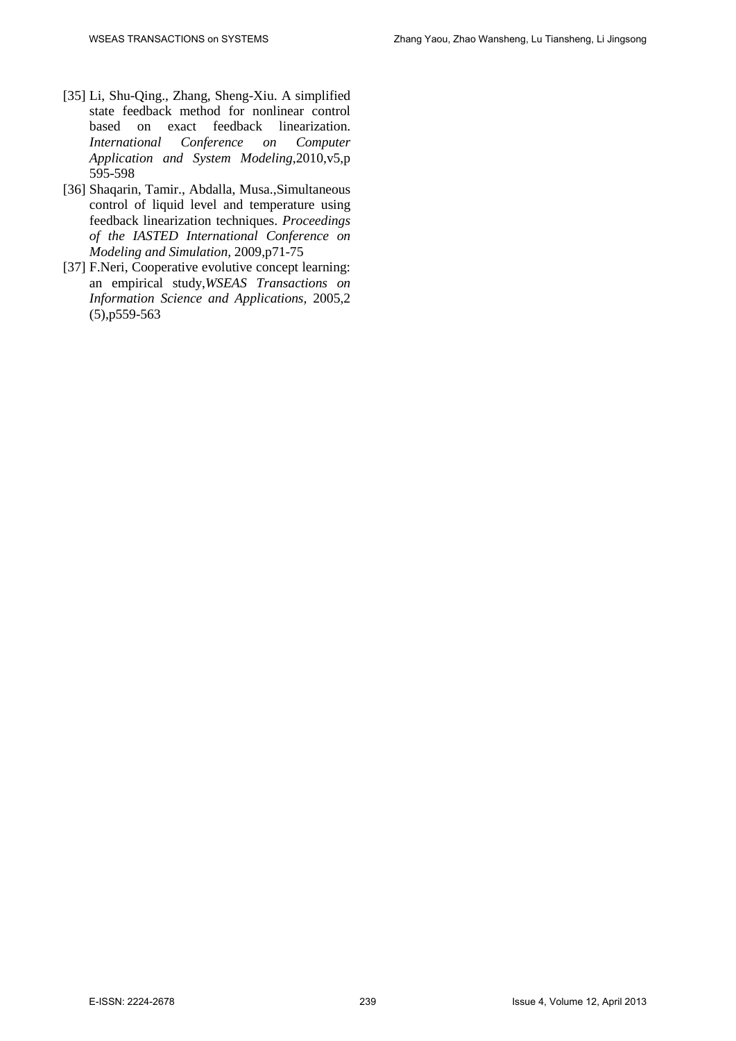[35] Li, Shu-Qing., Zhang, Sheng-Xiu. A simplified state feedback method for nonlinear control based on exact feedback linearization. *International Conference on Computer Application and System Modeling*,2010,v5,p 595-598

[36] Shaqarin, Tamir., Abdalla, Musa.,Simultaneous control of liquid level and temperature using feedback linearization techniques. *Proceedings of the IASTED International Conference on Modeling and Simulation*, 2009,p71-75

[37] F.Neri, Cooperative evolutive concept learning: an empirical study,*WSEAS Transactions on Information Science and Applications,* 2005,2 (5),p559-563